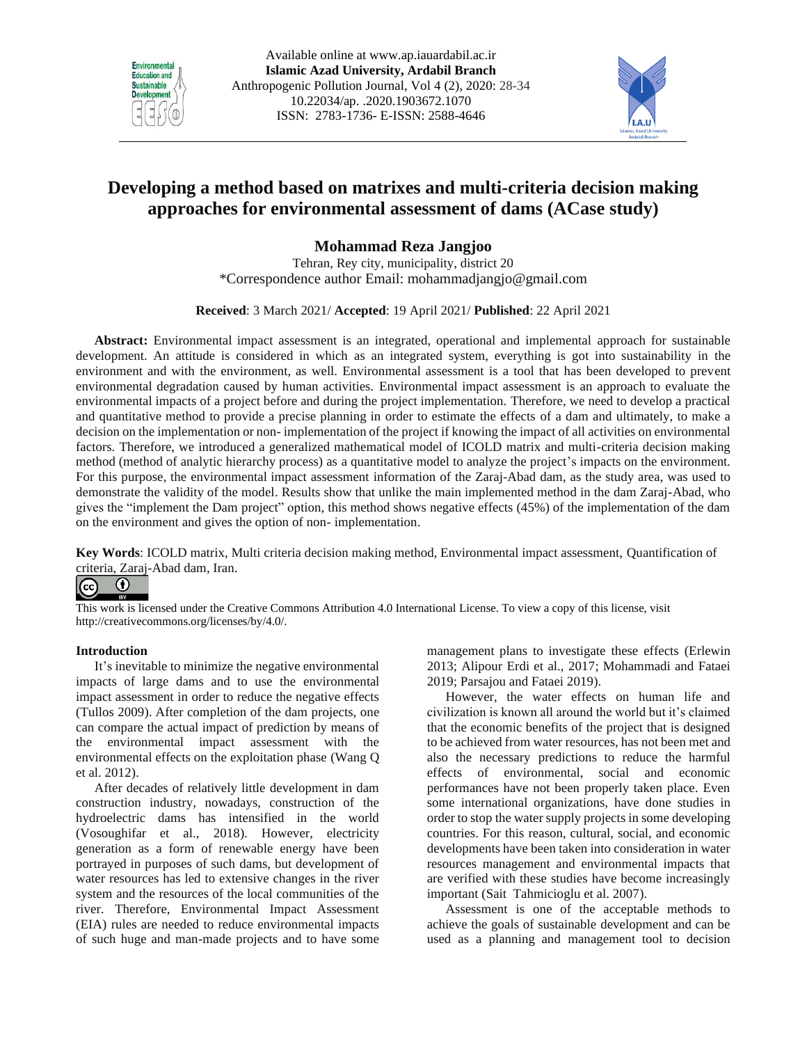Available online at www.ap.iauardabil.ac.ir
**Islamic Azad University, Ardabil Branch**
Anthropogenic Pollution Journal, Vol 4 (2), 2020: 28-34
10.22034/ap. .2020.1903672.1070
ISSN: 2783-1736- E-ISSN: 2588-4646

# Developing a method based on matrixes and multi-criteria decision making approaches for environmental assessment of dams (ACase study)

**Mohammad Reza Jangjoo**

Tehran, Rey city, municipality, district 20
*Correspondence author Email: mohammadjangjo@gmail.com

**Received**: 3 March 2021/ **Accepted**: 19 April 2021/ **Published**: 22 April 2021

**Abstract:** Environmental impact assessment is an integrated, operational and implemental approach for sustainable development. An attitude is considered in which as an integrated system, everything is got into sustainability in the environment and with the environment, as well. Environmental assessment is a tool that has been developed to prevent environmental degradation caused by human activities. Environmental impact assessment is an approach to evaluate the environmental impacts of a project before and during the project implementation. Therefore, we need to develop a practical and quantitative method to provide a precise planning in order to estimate the effects of a dam and ultimately, to make a decision on the implementation or non- implementation of the project if knowing the impact of all activities on environmental factors. Therefore, we introduced a generalized mathematical model of ICOLD matrix and multi-criteria decision making method (method of analytic hierarchy process) as a quantitative model to analyze the project's impacts on the environment. For this purpose, the environmental impact assessment information of the Zaraj-Abad dam, as the study area, was used to demonstrate the validity of the model. Results show that unlike the main implemented method in the dam Zaraj-Abad, who gives the "implement the Dam project" option, this method shows negative effects (45%) of the implementation of the dam on the environment and gives the option of non- implementation.

**Key Words**: ICOLD matrix, Multi criteria decision making method, Environmental impact assessment, Quantification of criteria, Zaraj-Abad dam, Iran.

This work is licensed under the Creative Commons Attribution 4.0 International License. To view a copy of this license, visit http://creativecommons.org/licenses/by/4.0/.

## Introduction

It's inevitable to minimize the negative environmental impacts of large dams and to use the environmental impact assessment in order to reduce the negative effects (Tullos 2009). After completion of the dam projects, one can compare the actual impact of prediction by means of the environmental impact assessment with the environmental effects on the exploitation phase (Wang Q et al. 2012).

After decades of relatively little development in dam construction industry, nowadays, construction of the hydroelectric dams has intensified in the world (Vosoughifar et al., 2018). However, electricity generation as a form of renewable energy have been portrayed in purposes of such dams, but development of water resources has led to extensive changes in the river system and the resources of the local communities of the river. Therefore, Environmental Impact Assessment (EIA) rules are needed to reduce environmental impacts of such huge and man-made projects and to have some management plans to investigate these effects (Erlewin 2013; Alipour Erdi et al., 2017; Mohammadi and Fataei 2019; Parsajou and Fataei 2019).

However, the water effects on human life and civilization is known all around the world but it's claimed that the economic benefits of the project that is designed to be achieved from water resources, has not been met and also the necessary predictions to reduce the harmful effects of environmental, social and economic performances have not been properly taken place. Even some international organizations, have done studies in order to stop the water supply projects in some developing countries. For this reason, cultural, social, and economic developments have been taken into consideration in water resources management and environmental impacts that are verified with these studies have become increasingly important (Sait Tahmicioglu et al. 2007).

Assessment is one of the acceptable methods to achieve the goals of sustainable development and can be used as a planning and management tool to decision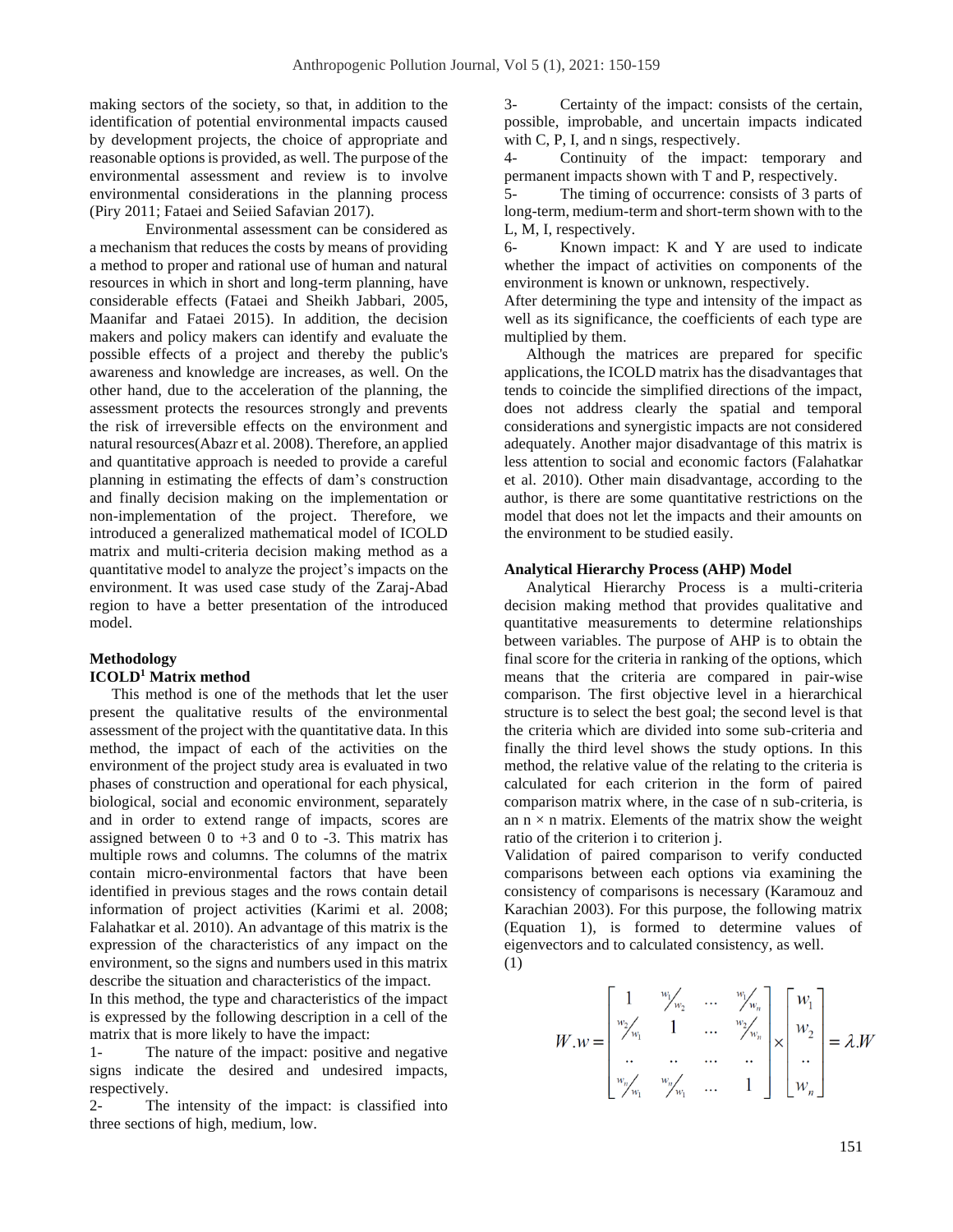making sectors of the society, so that, in addition to the identification of potential environmental impacts caused by development projects, the choice of appropriate and reasonable options is provided, as well. The purpose of the environmental assessment and review is to involve environmental considerations in the planning process (Piry 2011; Fataei and Seiied Safavian 2017).

Environmental assessment can be considered as a mechanism that reduces the costs by means of providing a method to proper and rational use of human and natural resources in which in short and long-term planning, have considerable effects (Fataei and Sheikh Jabbari, 2005, Maanifar and Fataei 2015). In addition, the decision makers and policy makers can identify and evaluate the possible effects of a project and thereby the public's awareness and knowledge are increases, as well. On the other hand, due to the acceleration of the planning, the assessment protects the resources strongly and prevents the risk of irreversible effects on the environment and natural resources(Abazr et al. 2008). Therefore, an applied and quantitative approach is needed to provide a careful planning in estimating the effects of dam's construction and finally decision making on the implementation or non-implementation of the project. Therefore, we introduced a generalized mathematical model of ICOLD matrix and multi-criteria decision making method as a quantitative model to analyze the project's impacts on the environment. It was used case study of the Zaraj-Abad region to have a better presentation of the introduced model.

## Methodology

### ICOLD[1] Matrix method

This method is one of the methods that let the user present the qualitative results of the environmental assessment of the project with the quantitative data. In this method, the impact of each of the activities on the environment of the project study area is evaluated in two phases of construction and operational for each physical, biological, social and economic environment, separately and in order to extend range of impacts, scores are assigned between 0 to +3 and 0 to -3. This matrix has multiple rows and columns. The columns of the matrix contain micro-environmental factors that have been identified in previous stages and the rows contain detail information of project activities (Karimi et al. 2008; Falahatkar et al. 2010). An advantage of this matrix is the expression of the characteristics of any impact on the environment, so the signs and numbers used in this matrix describe the situation and characteristics of the impact.

In this method, the type and characteristics of the impact is expressed by the following description in a cell of the matrix that is more likely to have the impact:

1- The nature of the impact: positive and negative signs indicate the desired and undesired impacts, respectively.

2- The intensity of the impact: is classified into three sections of high, medium, low.

3- Certainty of the impact: consists of the certain, possible, improbable, and uncertain impacts indicated with C, P, I, and n sings, respectively.

4- Continuity of the impact: temporary and permanent impacts shown with T and P, respectively.

5- The timing of occurrence: consists of 3 parts of long-term, medium-term and short-term shown with to the L, M, I, respectively.

6- Known impact: K and Y are used to indicate whether the impact of activities on components of the environment is known or unknown, respectively.

After determining the type and intensity of the impact as well as its significance, the coefficients of each type are multiplied by them.

Although the matrices are prepared for specific applications, the ICOLD matrix has the disadvantages that tends to coincide the simplified directions of the impact, does not address clearly the spatial and temporal considerations and synergistic impacts are not considered adequately. Another major disadvantage of this matrix is less attention to social and economic factors (Falahatkar et al. 2010). Other main disadvantage, according to the author, is there are some quantitative restrictions on the model that does not let the impacts and their amounts on the environment to be studied easily.

### Analytical Hierarchy Process (AHP) Model

Analytical Hierarchy Process is a multi-criteria decision making method that provides qualitative and quantitative measurements to determine relationships between variables. The purpose of AHP is to obtain the final score for the criteria in ranking of the options, which means that the criteria are compared in pair-wise comparison. The first objective level in a hierarchical structure is to select the best goal; the second level is that the criteria which are divided into some sub-criteria and finally the third level shows the study options. In this method, the relative value of the relating to the criteria is calculated for each criterion in the form of paired comparison matrix where, in the case of n sub-criteria, is an n × n matrix. Elements of the matrix show the weight ratio of the criterion i to criterion j.

Validation of paired comparison to verify conducted comparisons between each options via examining the consistency of comparisons is necessary (Karamouz and Karachian 2003). For this purpose, the following matrix (Equation 1), is formed to determine values of eigenvectors and to calculated consistency, as well.

(1)

$$W.w = \begin{bmatrix} 1 & w_1/w_2 & \dots & w_1/w_n \\ w_2/w_1 & 1 & \dots & w_2/w_n \\ .. & .. & \dots & .. \\ w_n/w_1 & w_n/w_1 & \dots & 1 \end{bmatrix} \times \begin{bmatrix} w_1 \\ w_2 \\ .. \\ w_n \end{bmatrix} = \lambda.W$$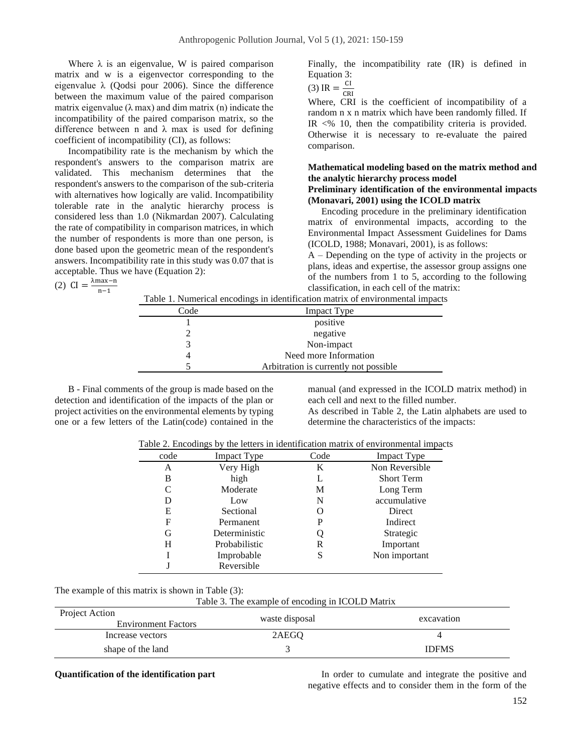Where λ is an eigenvalue, W is paired comparison matrix and w is a eigenvector corresponding to the eigenvalue λ (Qodsi pour 2006). Since the difference between the maximum value of the paired comparison matrix eigenvalue (λ max) and dim matrix (n) indicate the incompatibility of the paired comparison matrix, so the difference between n and λ max is used for defining coefficient of incompatibility (CI), as follows:

Incompatibility rate is the mechanism by which the respondent's answers to the comparison matrix are validated. This mechanism determines that the respondent's answers to the comparison of the sub-criteria with alternatives how logically are valid. Incompatibility tolerable rate in the analytic hierarchy process is considered less than 1.0 (Nikmardan 2007). Calculating the rate of compatibility in comparison matrices, in which the number of respondents is more than one person, is done based upon the geometric mean of the respondent's answers. Incompatibility rate in this study was 0.07 that is acceptable. Thus we have (Equation 2):

(2) $CI = \frac{\lambda max - n}{n-1}$

Finally, the incompatibility rate (IR) is defined in Equation 3:

(3) $IR = \frac{CI}{CRI}$

Where, CRI is the coefficient of incompatibility of a random n x n matrix which have been randomly filled. If IR <% 10, then the compatibility criteria is provided. Otherwise it is necessary to re-evaluate the paired comparison.

**Mathematical modeling based on the matrix method and the analytic hierarchy process model**

**Preliminary identification of the environmental impacts (Monavari, 2001) using the ICOLD matrix**

Encoding procedure in the preliminary identification matrix of environmental impacts, according to the Environmental Impact Assessment Guidelines for Dams (ICOLD, 1988; Monavari, 2001), is as follows:

A – Depending on the type of activity in the projects or plans, ideas and expertise, the assessor group assigns one of the numbers from 1 to 5, according to the following classification, in each cell of the matrix:

Table 1. Numerical encodings in identification matrix of environmental impacts

| Code | Impact Type |
|---|---|
| 1 | positive |
| 2 | negative |
| 3 | Non-impact |
| 4 | Need more Information |
| 5 | Arbitration is currently not possible |

B - Final comments of the group is made based on the detection and identification of the impacts of the plan or project activities on the environmental elements by typing one or a few letters of the Latin(code) contained in the manual (and expressed in the ICOLD matrix method) in each cell and next to the filled number.

As described in Table 2, the Latin alphabets are used to determine the characteristics of the impacts:

Table 2. Encodings by the letters in identification matrix of environmental impacts

| code | Impact Type | Code | Impact Type |
|---|---|---|---|
| A | Very High | K | Non Reversible |
| B | high | L | Short Term |
| C | Moderate | M | Long Term |
| D | Low | N | accumulative |
| E | Sectional | O | Direct |
| F | Permanent | P | Indirect |
| G | Deterministic | Q | Strategic |
| H | Probabilistic | R | Important |
| I | Improbable | S | Non important |
| J | Reversible | | |

The example of this matrix is shown in Table (3):

Table 3. The example of encoding in ICOLD Matrix

| Project Action / Environment Factors | waste disposal | excavation |
|---|---|---|
| Increase vectors | 2AEGQ | 4 |
| shape of the land | 3 | IDFMS |

**Quantification of the identification part**

In order to cumulate and integrate the positive and negative effects and to consider them in the form of the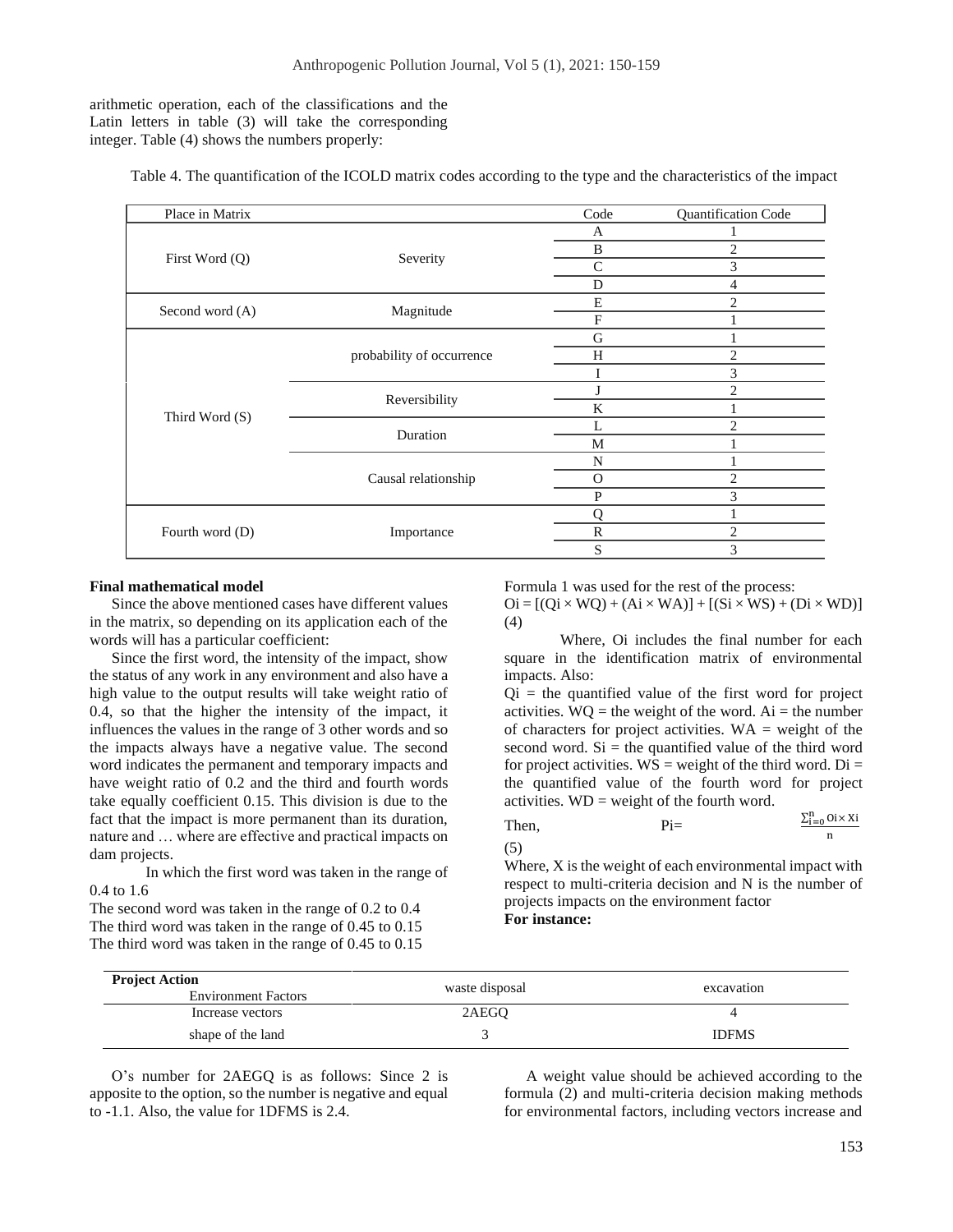arithmetic operation, each of the classifications and the Latin letters in table (3) will take the corresponding integer. Table (4) shows the numbers properly:

Table 4. The quantification of the ICOLD matrix codes according to the type and the characteristics of the impact

| Place in Matrix | | Code | Quantification Code |
|---|---|---|---|
| First Word (Q) | Severity | A | 1 |
| | | B | 2 |
| | | C | 3 |
| | | D | 4 |
| Second word (A) | Magnitude | E | 2 |
| | | F | 1 |
| Third Word (S) | probability of occurrence | G | 1 |
| | | H | 2 |
| | | I | 3 |
| | Reversibility | J | 2 |
| | | K | 1 |
| | Duration | L | 2 |
| | | M | 1 |
| | Causal relationship | N | 1 |
| | | O | 2 |
| | | P | 3 |
| Fourth word (D) | Importance | Q | 1 |
| | | R | 2 |
| | | S | 3 |

**Final mathematical model**

Since the above mentioned cases have different values in the matrix, so depending on its application each of the words will has a particular coefficient:

Since the first word, the intensity of the impact, show the status of any work in any environment and also have a high value to the output results will take weight ratio of 0.4, so that the higher the intensity of the impact, it influences the values in the range of 3 other words and so the impacts always have a negative value. The second word indicates the permanent and temporary impacts and have weight ratio of 0.2 and the third and fourth words take equally coefficient 0.15. This division is due to the fact that the impact is more permanent than its duration, nature and … where are effective and practical impacts on dam projects.

In which the first word was taken in the range of 0.4 to 1.6

The second word was taken in the range of 0.2 to 0.4

The third word was taken in the range of 0.45 to 0.15

The third word was taken in the range of 0.45 to 0.15

Formula 1 was used for the rest of the process:

$$O_i = [(Q_i \times WQ) + (A_i \times WA)] + [(S_i \times WS) + (D_i \times WD)] \quad (4)$$

Where, $O_i$ includes the final number for each square in the identification matrix of environmental impacts. Also:

$Q_i$ = the quantified value of the first word for project activities. WQ = the weight of the word. $A_i$ = the number of characters for project activities. WA = weight of the second word. $S_i$ = the quantified value of the third word for project activities. WS = weight of the third word. $D_i$ = the quantified value of the fourth word for project activities. WD = weight of the fourth word.

Then,

$$P_i = \frac{\sum_{i=0}^{n} O_i \times X_i}{n} \quad (5)$$

Where, X is the weight of each environmental impact with respect to multi-criteria decision and N is the number of projects impacts on the environment factor

**For instance:**

| Project Action / Environment Factors | waste disposal | excavation |
|---|---|---|
| Increase vectors | 2AEGQ | 4 |
| shape of the land | 3 | IDFMS |

O's number for 2AEGQ is as follows: Since 2 is apposite to the option, so the number is negative and equal to -1.1. Also, the value for 1DFMS is 2.4.

A weight value should be achieved according to the formula (2) and multi-criteria decision making methods for environmental factors, including vectors increase and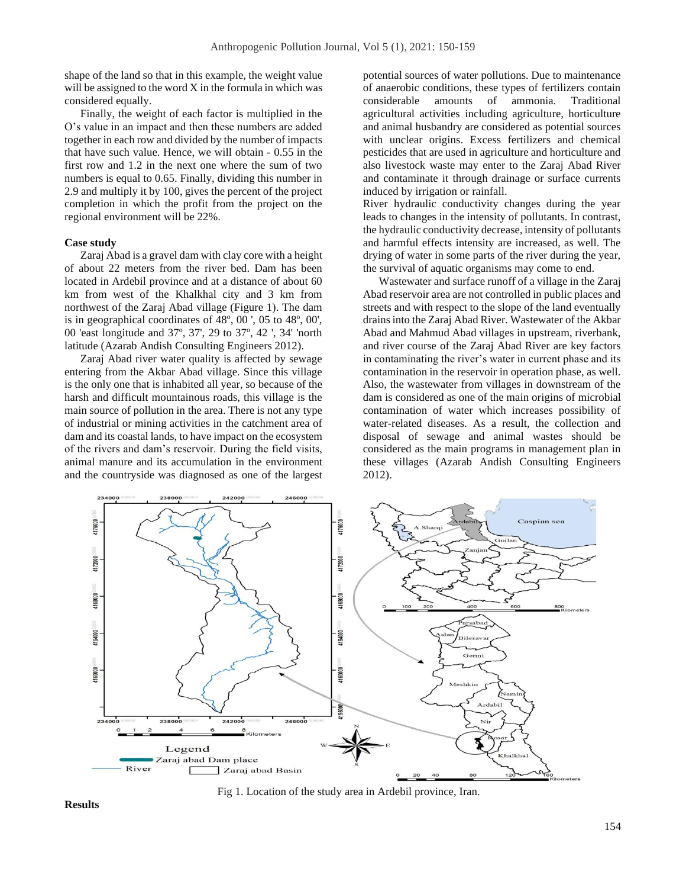shape of the land so that in this example, the weight value will be assigned to the word X in the formula in which was considered equally.

Finally, the weight of each factor is multiplied in the O's value in an impact and then these numbers are added together in each row and divided by the number of impacts that have such value. Hence, we will obtain - 0.55 in the first row and 1.2 in the next one where the sum of two numbers is equal to 0.65. Finally, dividing this number in 2.9 and multiply it by 100, gives the percent of the project completion in which the profit from the project on the regional environment will be 22%.

**Case study**

Zaraj Abad is a gravel dam with clay core with a height of about 22 meters from the river bed. Dam has been located in Ardebil province and at a distance of about 60 km from west of the Khalkhal city and 3 km from northwest of the Zaraj Abad village (Figure 1). The dam is in geographical coordinates of 48º, 00 ', 05 to 48º, 00', 00 'east longitude and 37º, 37', 29 to 37º, 42 ', 34' 'north latitude (Azarab Andish Consulting Engineers 2012).

Zaraj Abad river water quality is affected by sewage entering from the Akbar Abad village. Since this village is the only one that is inhabited all year, so because of the harsh and difficult mountainous roads, this village is the main source of pollution in the area. There is not any type of industrial or mining activities in the catchment area of dam and its coastal lands, to have impact on the ecosystem of the rivers and dam's reservoir. During the field visits, animal manure and its accumulation in the environment and the countryside was diagnosed as one of the largest potential sources of water pollutions. Due to maintenance of anaerobic conditions, these types of fertilizers contain considerable amounts of ammonia. Traditional agricultural activities including agriculture, horticulture and animal husbandry are considered as potential sources with unclear origins. Excess fertilizers and chemical pesticides that are used in agriculture and horticulture and also livestock waste may enter to the Zaraj Abad River and contaminate it through drainage or surface currents induced by irrigation or rainfall.

River hydraulic conductivity changes during the year leads to changes in the intensity of pollutants. In contrast, the hydraulic conductivity decrease, intensity of pollutants and harmful effects intensity are increased, as well. The drying of water in some parts of the river during the year, the survival of aquatic organisms may come to end.

Wastewater and surface runoff of a village in the Zaraj Abad reservoir area are not controlled in public places and streets and with respect to the slope of the land eventually drains into the Zaraj Abad River. Wastewater of the Akbar Abad and Mahmud Abad villages in upstream, riverbank, and river course of the Zaraj Abad River are key factors in contaminating the river's water in current phase and its contamination in the reservoir in operation phase, as well. Also, the wastewater from villages in downstream of the dam is considered as one of the main origins of microbial contamination of water which increases possibility of water-related diseases. As a result, the collection and disposal of sewage and animal wastes should be considered as the main programs in management plan in these villages (Azarab Andish Consulting Engineers 2012).

Fig 1. Location of the study area in Ardebil province, Iran.

**Results**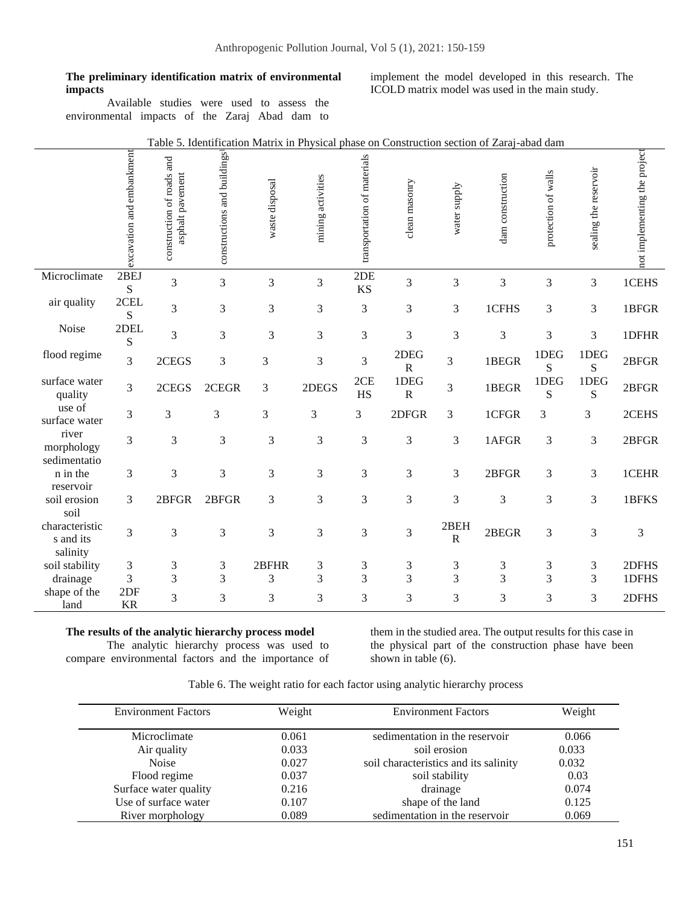**The preliminary identification matrix of environmental impacts**

Available studies were used to assess the environmental impacts of the Zaraj Abad dam to implement the model developed in this research. The ICOLD matrix model was used in the main study.

Table 5. Identification Matrix in Physical phase on Construction section of Zaraj-abad dam

| | excavation and embankment | construction of roads and asphalt pavement | constructions and buildings | waste disposal | mining activities | transportation of materials | clean masonry | water supply | dam construction | protection of walls | sealing the reservoir | not implementing the project |
|---|---|---|---|---|---|---|---|---|---|---|---|---|
| Microclimate | 2BEJS | 3 | 3 | 3 | 3 | 2DEKS | 3 | 3 | 3 | 3 | 3 | 1CEHS |
| air quality | 2CELS | 3 | 3 | 3 | 3 | 3 | 3 | 3 | 1CFHS | 3 | 3 | 1BFGR |
| Noise | 2DELS | 3 | 3 | 3 | 3 | 3 | 3 | 3 | 3 | 3 | 3 | 1DFHR |
| flood regime | 3 | 2CEGS | 3 | 3 | 3 | 3 | 2DEGR | 3 | 1BEGR | 1DEGS | 1DEGS | 2BFGR |
| surface water quality | 3 | 2CEGS | 2CEGR | 3 | 2DEGS | 2CEHS | 1DEGR | 3 | 1BEGR | 1DEGS | 1DEGS | 2BFGR |
| use of surface water | 3 | 3 | 3 | 3 | 3 | 3 | 2DFGR | 3 | 1CFGR | 3 | 3 | 2CEHS |
| river morphology | 3 | 3 | 3 | 3 | 3 | 3 | 3 | 3 | 1AFGR | 3 | 3 | 2BFGR |
| sedimentation in the reservoir | 3 | 3 | 3 | 3 | 3 | 3 | 3 | 3 | 2BFGR | 3 | 3 | 1CEHR |
| soil erosion | 3 | 2BFGR | 2BFGR | 3 | 3 | 3 | 3 | 3 | 3 | 3 | 3 | 1BFKS |
| soil characteristics and its salinity | 3 | 3 | 3 | 3 | 3 | 3 | 3 | 2BEHR | 2BEGR | 3 | 3 | 3 |
| soil stability | 3 | 3 | 3 | 2BFHR | 3 | 3 | 3 | 3 | 3 | 3 | 3 | 2DFHS |
| drainage | 3 | 3 | 3 | 3 | 3 | 3 | 3 | 3 | 3 | 3 | 3 | 1DFHS |
| shape of the land | 2DFKR | 3 | 3 | 3 | 3 | 3 | 3 | 3 | 3 | 3 | 3 | 2DFHS |

**The results of the analytic hierarchy process model**

The analytic hierarchy process was used to compare environmental factors and the importance of them in the studied area. The output results for this case in the physical part of the construction phase have been shown in table (6).

Table 6. The weight ratio for each factor using analytic hierarchy process

| Environment Factors | Weight | Environment Factors | Weight |
|---|---|---|---|
| Microclimate | 0.061 | sedimentation in the reservoir | 0.066 |
| Air quality | 0.033 | soil erosion | 0.033 |
| Noise | 0.027 | soil characteristics and its salinity | 0.032 |
| Flood regime | 0.037 | soil stability | 0.03 |
| Surface water quality | 0.216 | drainage | 0.074 |
| Use of surface water | 0.107 | shape of the land | 0.125 |
| River morphology | 0.089 | sedimentation in the reservoir | 0.069 |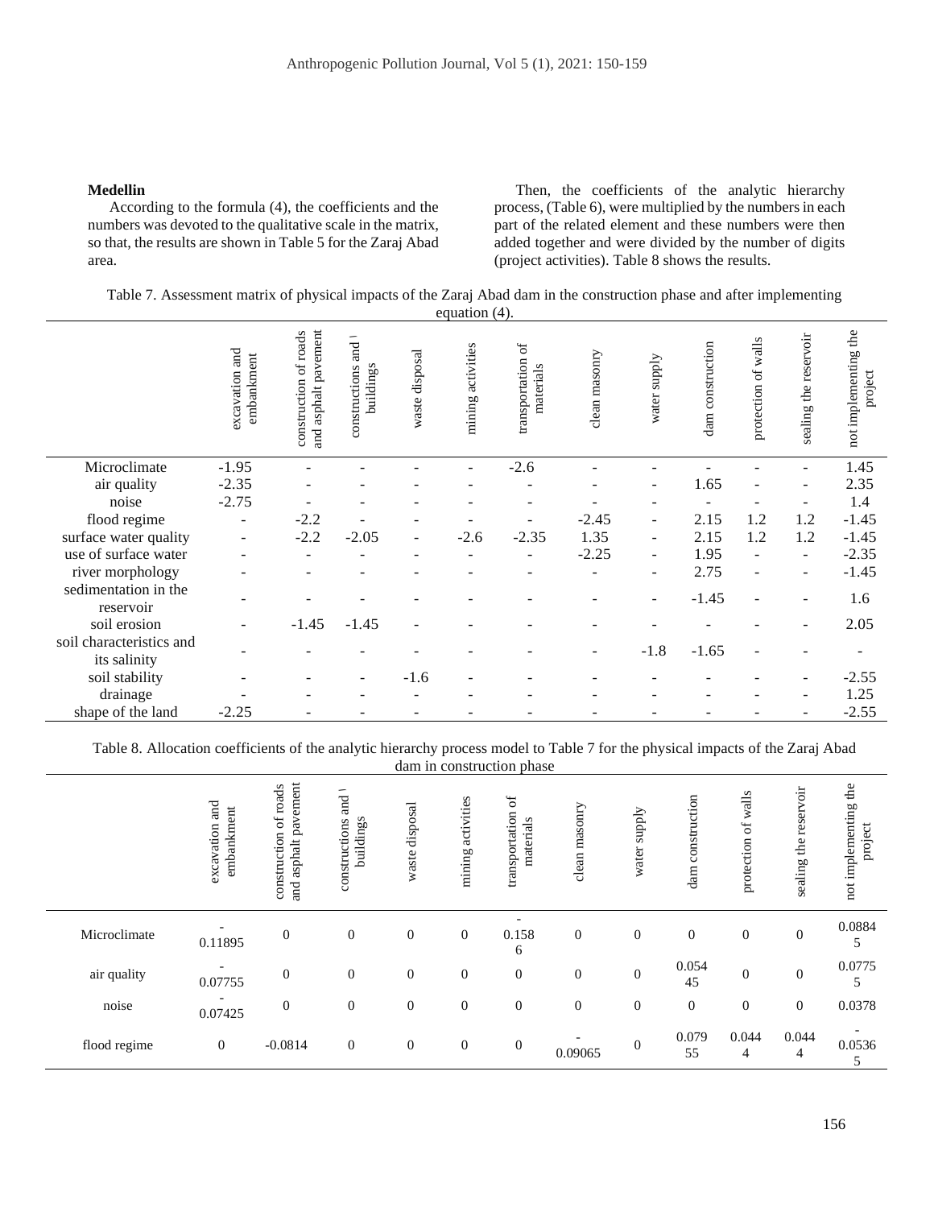**Medellin**

According to the formula (4), the coefficients and the numbers was devoted to the qualitative scale in the matrix, so that, the results are shown in Table 5 for the Zaraj Abad area.

Then, the coefficients of the analytic hierarchy process, (Table 6), were multiplied by the numbers in each part of the related element and these numbers were then added together and were divided by the number of digits (project activities). Table 8 shows the results.

Table 7. Assessment matrix of physical impacts of the Zaraj Abad dam in the construction phase and after implementing equation (4).

| | excavation and embankment | construction of roads and asphalt pavement | constructions and buildings | waste disposal | mining activities | transportation of materials | clean masonry | water supply | dam construction | protection of walls | sealing the reservoir | not implementing the project |
|---|---|---|---|---|---|---|---|---|---|---|---|---|
| Microclimate | -1.95 | - | - | - | - | -2.6 | - | - | - | - | - | 1.45 |
| air quality | -2.35 | - | - | - | - | - | - | - | 1.65 | - | - | 2.35 |
| noise | -2.75 | - | - | - | - | - | - | - | - | - | - | 1.4 |
| flood regime | - | -2.2 | - | - | - | - | -2.45 | - | 2.15 | 1.2 | 1.2 | -1.45 |
| surface water quality | - | -2.2 | -2.05 | - | -2.6 | -2.35 | 1.35 | - | 2.15 | 1.2 | 1.2 | -1.45 |
| use of surface water | - | - | - | - | - | - | -2.25 | - | 1.95 | - | - | -2.35 |
| river morphology | - | - | - | - | - | - | - | - | 2.75 | - | - | -1.45 |
| sedimentation in the reservoir | - | - | - | - | - | - | - | - | -1.45 | - | - | 1.6 |
| soil erosion | - | -1.45 | -1.45 | - | - | - | - | - | - | - | - | 2.05 |
| soil characteristics and its salinity | - | - | - | - | - | - | - | -1.8 | -1.65 | - | - | - |
| soil stability | - | - | - | -1.6 | - | - | - | - | - | - | - | -2.55 |
| drainage | - | - | - | - | - | - | - | - | - | - | - | 1.25 |
| shape of the land | -2.25 | - | - | - | - | - | - | - | - | - | - | -2.55 |

Table 8. Allocation coefficients of the analytic hierarchy process model to Table 7 for the physical impacts of the Zaraj Abad dam in construction phase

| | excavation and embankment | construction of roads and asphalt pavement | constructions and buildings | waste disposal | mining activities | transportation of materials | clean masonry | water supply | dam construction | protection of walls | sealing the reservoir | not implementing the project |
|---|---|---|---|---|---|---|---|---|---|---|---|---|
| Microclimate | -0.11895 | 0 | 0 | 0 | 0 | -0.1586 | 0 | 0 | 0 | 0 | 0 | 0.08845 |
| air quality | -0.07755 | 0 | 0 | 0 | 0 | 0 | 0 | 0 | 0.05445 | 0 | 0 | 0.07755 |
| noise | -0.07425 | 0 | 0 | 0 | 0 | 0 | 0 | 0 | 0 | 0 | 0 | 0.0378 |
| flood regime | 0 | -0.0814 | 0 | 0 | 0 | 0 | -0.09065 | 0 | 0.07955 | 0.0444 | 0.0444 | -0.05365 |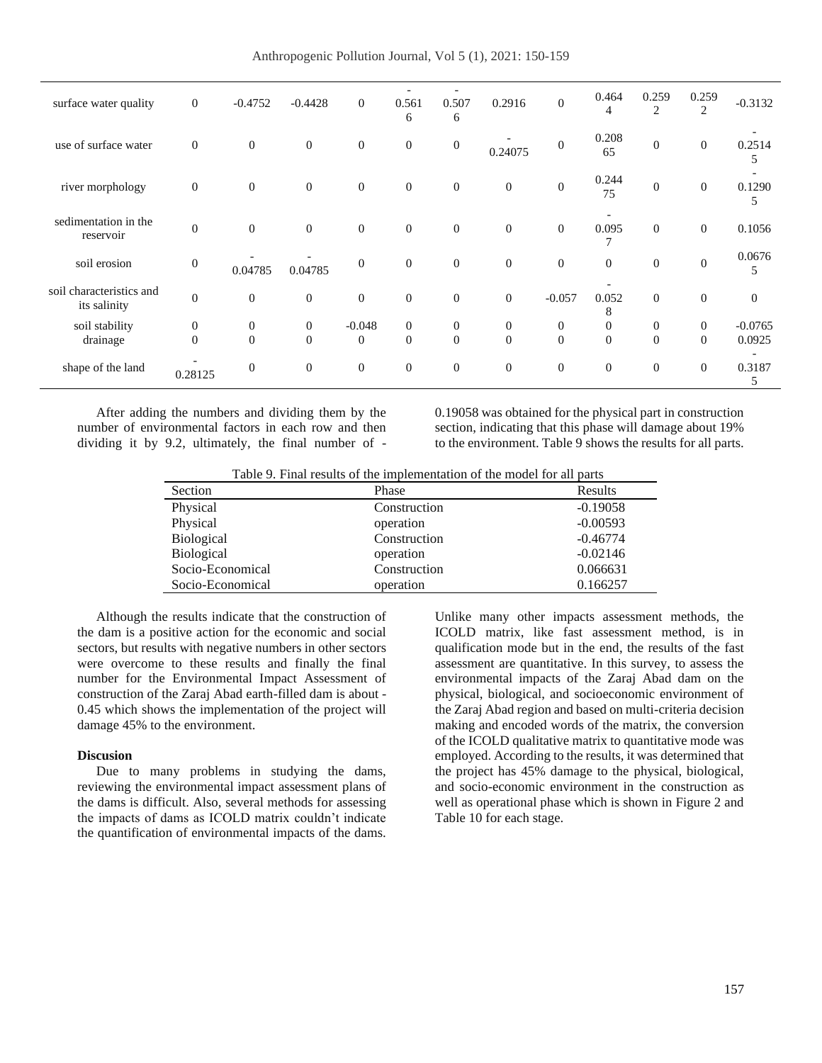| | | | | | | | | | | | | |
|---|---|---|---|---|---|---|---|---|---|---|---|---|
| surface water quality | 0 | -0.4752 | -0.4428 | 0 | -0.5616 | -0.5076 | 0.2916 | 0 | 0.4644 | 0.2592 | 0.2592 | -0.3132 |
| use of surface water | 0 | 0 | 0 | 0 | 0 | 0 | -0.24075 | 0 | 0.20865 | 0 | 0 | -0.25145 |
| river morphology | 0 | 0 | 0 | 0 | 0 | 0 | 0 | 0 | 0.24475 | 0 | 0 | -0.12905 |
| sedimentation in the reservoir | 0 | 0 | 0 | 0 | 0 | 0 | 0 | 0 | -0.0957 | 0 | 0 | 0.1056 |
| soil erosion | 0 | -0.04785 | -0.04785 | 0 | 0 | 0 | 0 | 0 | 0 | 0 | 0 | 0.06765 |
| soil characteristics and its salinity | 0 | 0 | 0 | 0 | 0 | 0 | 0 | -0.057 | -0.0528 | 0 | 0 | 0 |
| soil stability | 0 | 0 | 0 | -0.048 | 0 | 0 | 0 | 0 | 0 | 0 | 0 | -0.0765 |
| drainage | 0 | 0 | 0 | 0 | 0 | 0 | 0 | 0 | 0 | 0 | 0 | 0.0925 |
| shape of the land | -0.28125 | 0 | 0 | 0 | 0 | 0 | 0 | 0 | 0 | 0 | 0 | -0.31875 |

After adding the numbers and dividing them by the number of environmental factors in each row and then dividing it by 9.2, ultimately, the final number of -0.19058 was obtained for the physical part in construction section, indicating that this phase will damage about 19% to the environment. Table 9 shows the results for all parts.

Table 9. Final results of the implementation of the model for all parts

| Section | Phase | Results |
|---|---|---|
| Physical | Construction | -0.19058 |
| Physical | operation | -0.00593 |
| Biological | Construction | -0.46774 |
| Biological | operation | -0.02146 |
| Socio-Economical | Construction | 0.066631 |
| Socio-Economical | operation | 0.166257 |

Although the results indicate that the construction of the dam is a positive action for the economic and social sectors, but results with negative numbers in other sectors were overcome to these results and finally the final number for the Environmental Impact Assessment of construction of the Zaraj Abad earth-filled dam is about -0.45 which shows the implementation of the project will damage 45% to the environment.

**Discussion**

Due to many problems in studying the dams, reviewing the environmental impact assessment plans of the dams is difficult. Also, several methods for assessing the impacts of dams as ICOLD matrix couldn't indicate the quantification of environmental impacts of the dams. Unlike many other impacts assessment methods, the ICOLD matrix, like fast assessment method, is in qualification mode but in the end, the results of the fast assessment are quantitative. In this survey, to assess the environmental impacts of the Zaraj Abad dam on the physical, biological, and socioeconomic environment of the Zaraj Abad region and based on multi-criteria decision making and encoded words of the matrix, the conversion of the ICOLD qualitative matrix to quantitative mode was employed. According to the results, it was determined that the project has 45% damage to the physical, biological, and socio-economic environment in the construction as well as operational phase which is shown in Figure 2 and Table 10 for each stage.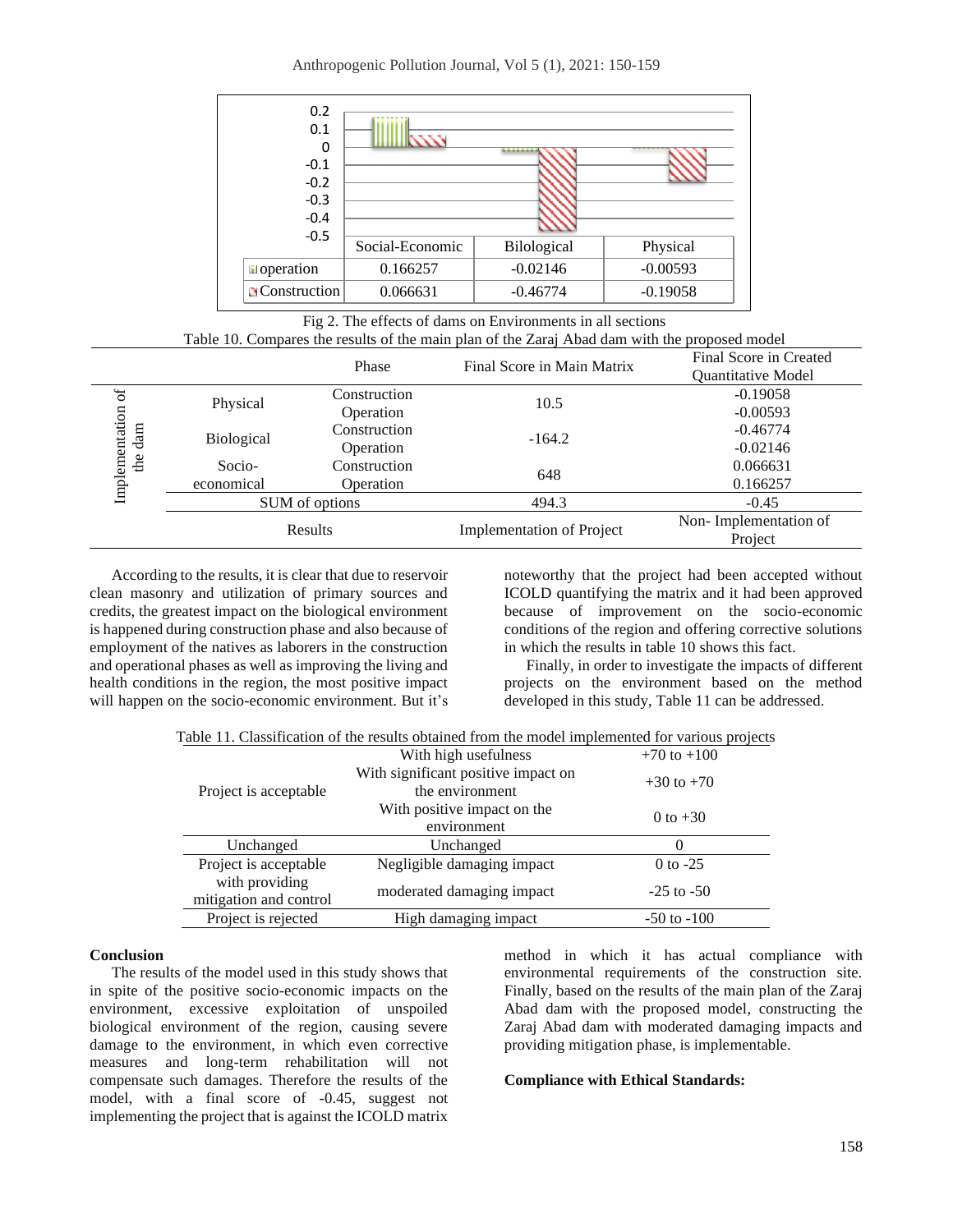| | Social-Economic | Bilological | Physical |
|---|---|---|---|
| operation | 0.166257 | -0.02146 | -0.00593 |
| Construction | 0.066631 | -0.46774 | -0.19058 |

Fig 2. The effects of dams on Environments in all sections

Table 10. Compares the results of the main plan of the Zaraj Abad dam with the proposed model

| | | Phase | Final Score in Main Matrix | Final Score in Created Quantitative Model |
|---|---|---|---|---|
| Implementation of the dam | Physical | Construction | 10.5 | -0.19058 |
| | | Operation | | -0.00593 |
| | Biological | Construction | -164.2 | -0.46774 |
| | | Operation | | -0.02146 |
| | Socio-economical | Construction | 648 | 0.066631 |
| | | Operation | | 0.166257 |
| | SUM of options | | 494.3 | -0.45 |
| | Results | | Implementation of Project | Non- Implementation of Project |

According to the results, it is clear that due to reservoir clean masonry and utilization of primary sources and credits, the greatest impact on the biological environment is happened during construction phase and also because of employment of the natives as laborers in the construction and operational phases as well as improving the living and health conditions in the region, the most positive impact will happen on the socio-economic environment. But it's noteworthy that the project had been accepted without ICOLD quantifying the matrix and it had been approved because of improvement on the socio-economic conditions of the region and offering corrective solutions in which the results in table 10 shows this fact.

Finally, in order to investigate the impacts of different projects on the environment based on the method developed in this study, Table 11 can be addressed.

Table 11. Classification of the results obtained from the model implemented for various projects

| | | |
|---|---|---|
| Project is acceptable | With high usefulness | +70 to +100 |
| | With significant positive impact on the environment | +30 to +70 |
| | With positive impact on the environment | 0 to +30 |
| Unchanged | Unchanged | 0 |
| Project is acceptable with providing mitigation and control | Negligible damaging impact | 0 to -25 |
| | moderated damaging impact | -25 to -50 |
| Project is rejected | High damaging impact | -50 to -100 |

**Conclusion**

The results of the model used in this study shows that in spite of the positive socio-economic impacts on the environment, excessive exploitation of unspoiled biological environment of the region, causing severe damage to the environment, in which even corrective measures and long-term rehabilitation will not compensate such damages. Therefore the results of the model, with a final score of -0.45, suggest not implementing the project that is against the ICOLD matrix method in which it has actual compliance with environmental requirements of the construction site. Finally, based on the results of the main plan of the Zaraj Abad dam with the proposed model, constructing the Zaraj Abad dam with moderated damaging impacts and providing mitigation phase, is implementable.

**Compliance with Ethical Standards:**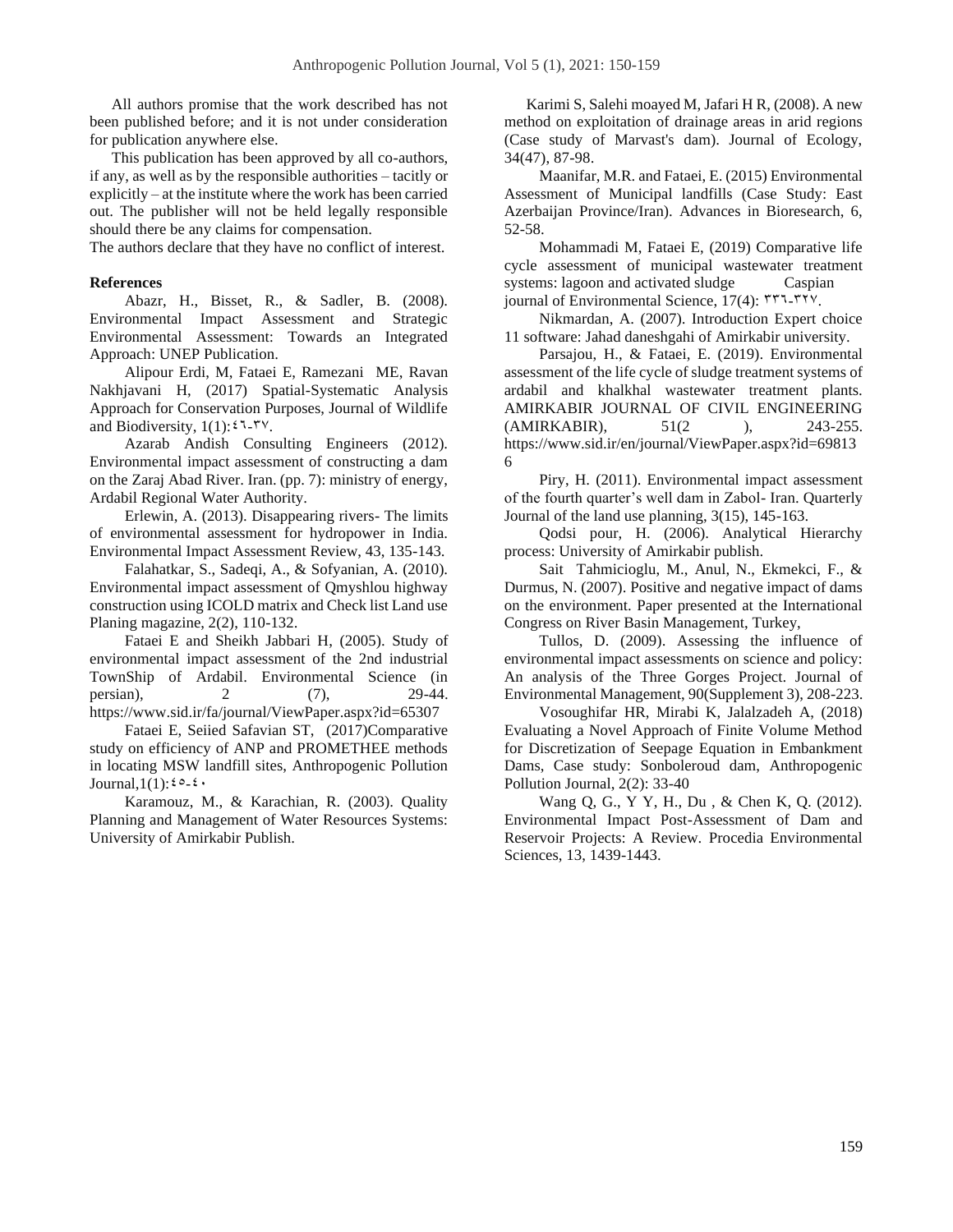All authors promise that the work described has not been published before; and it is not under consideration for publication anywhere else.

This publication has been approved by all co-authors, if any, as well as by the responsible authorities – tacitly or explicitly – at the institute where the work has been carried out. The publisher will not be held legally responsible should there be any claims for compensation.

The authors declare that they have no conflict of interest.

**References**

Abazr, H., Bisset, R., & Sadler, B. (2008). Environmental Impact Assessment and Strategic Environmental Assessment: Towards an Integrated Approach: UNEP Publication.

Alipour Erdi, M, Fataei E, Ramezani ME, Ravan Nakhjavani H, (2017) Spatial-Systematic Analysis Approach for Conservation Purposes, Journal of Wildlife and Biodiversity, 1(1):٤٦-٣٧.

Azarab Andish Consulting Engineers (2012). Environmental impact assessment of constructing a dam on the Zaraj Abad River. Iran. (pp. 7): ministry of energy, Ardabil Regional Water Authority.

Erlewin, A. (2013). Disappearing rivers- The limits of environmental assessment for hydropower in India. Environmental Impact Assessment Review, 43, 135-143.

Falahatkar, S., Sadeqi, A., & Sofyanian, A. (2010). Environmental impact assessment of Qmyshlou highway construction using ICOLD matrix and Check list Land use Planing magazine, 2(2), 110-132.

Fataei E and Sheikh Jabbari H, (2005). Study of environmental impact assessment of the 2nd industrial TownShip of Ardabil. Environmental Science (in persian), 2 (7), 29-44. https://www.sid.ir/fa/journal/ViewPaper.aspx?id=65307

Fataei E, Seiied Safavian ST, (2017)Comparative study on efficiency of ANP and PROMETHEE methods in locating MSW landfill sites, Anthropogenic Pollution Journal,1(1):٤٥-٤٠

Karamouz, M., & Karachian, R. (2003). Quality Planning and Management of Water Resources Systems: University of Amirkabir Publish.

Karimi S, Salehi moayed M, Jafari H R, (2008). A new method on exploitation of drainage areas in arid regions (Case study of Marvast's dam). Journal of Ecology, 34(47), 87-98.

Maanifar, M.R. and Fataei, E. (2015) Environmental Assessment of Municipal landfills (Case Study: East Azerbaijan Province/Iran). Advances in Bioresearch, 6, 52-58.

Mohammadi M, Fataei E, (2019) Comparative life cycle assessment of municipal wastewater treatment systems: lagoon and activated sludge Caspian journal of Environmental Science, 17(4): ٣٣٦-٣٢٧.

Nikmardan, A. (2007). Introduction Expert choice 11 software: Jahad daneshgahi of Amirkabir university.

Parsajou, H., & Fataei, E. (2019). Environmental assessment of the life cycle of sludge treatment systems of ardabil and khalkhal wastewater treatment plants. AMIRKABIR JOURNAL OF CIVIL ENGINEERING (AMIRKABIR), 51(2 ), 243-255. https://www.sid.ir/en/journal/ViewPaper.aspx?id=698136

Piry, H. (2011). Environmental impact assessment of the fourth quarter's well dam in Zabol- Iran. Quarterly Journal of the land use planning, 3(15), 145-163.

Qodsi pour, H. (2006). Analytical Hierarchy process: University of Amirkabir publish.

Sait Tahmicioglu, M., Anul, N., Ekmekci, F., & Durmus, N. (2007). Positive and negative impact of dams on the environment. Paper presented at the International Congress on River Basin Management, Turkey,

Tullos, D. (2009). Assessing the influence of environmental impact assessments on science and policy: An analysis of the Three Gorges Project. Journal of Environmental Management, 90(Supplement 3), 208-223.

Vosoughifar HR, Mirabi K, Jalalzadeh A, (2018) Evaluating a Novel Approach of Finite Volume Method for Discretization of Seepage Equation in Embankment Dams, Case study: Sonboleroud dam, Anthropogenic Pollution Journal, 2(2): 33-40

Wang Q, G., Y Y, H., Du , & Chen K, Q. (2012). Environmental Impact Post-Assessment of Dam and Reservoir Projects: A Review. Procedia Environmental Sciences, 13, 1439-1443.